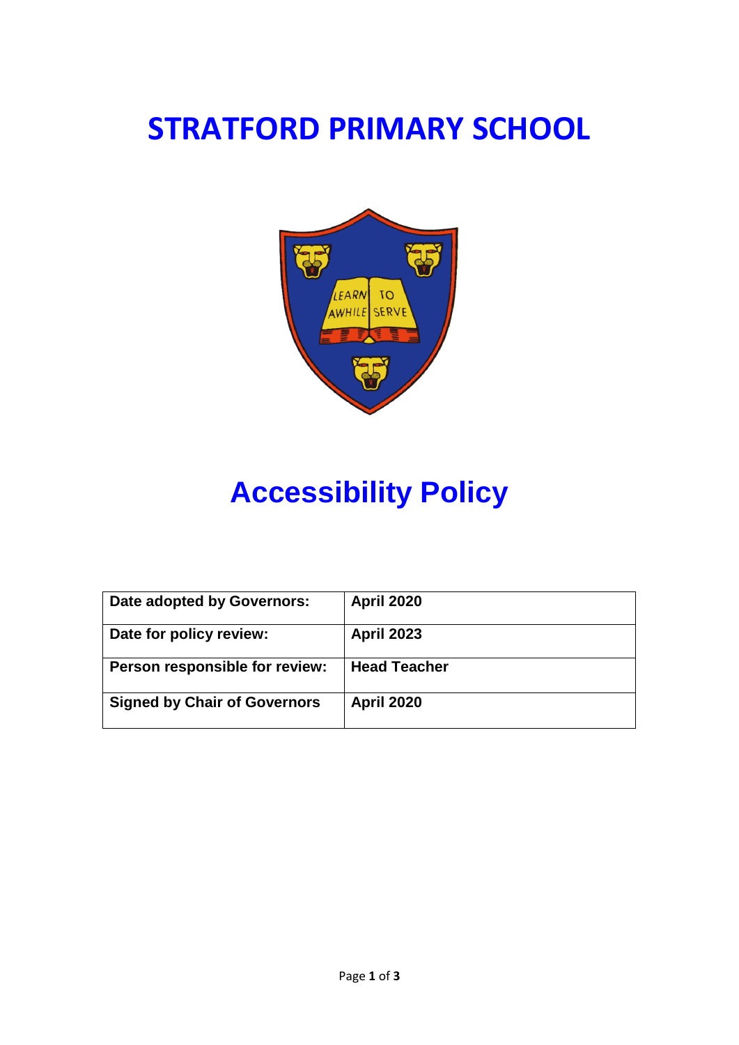# STRATFORD PRIMARY SCHOOL

# Accessibility Policy

| **Date adopted by Governors:** | **April 2020** |
| --- | --- |
| **Date for policy review:** | **April 2023** |
| **Person responsible for review:** | **Head Teacher** |
| **Signed by Chair of Governors** | **April 2020** |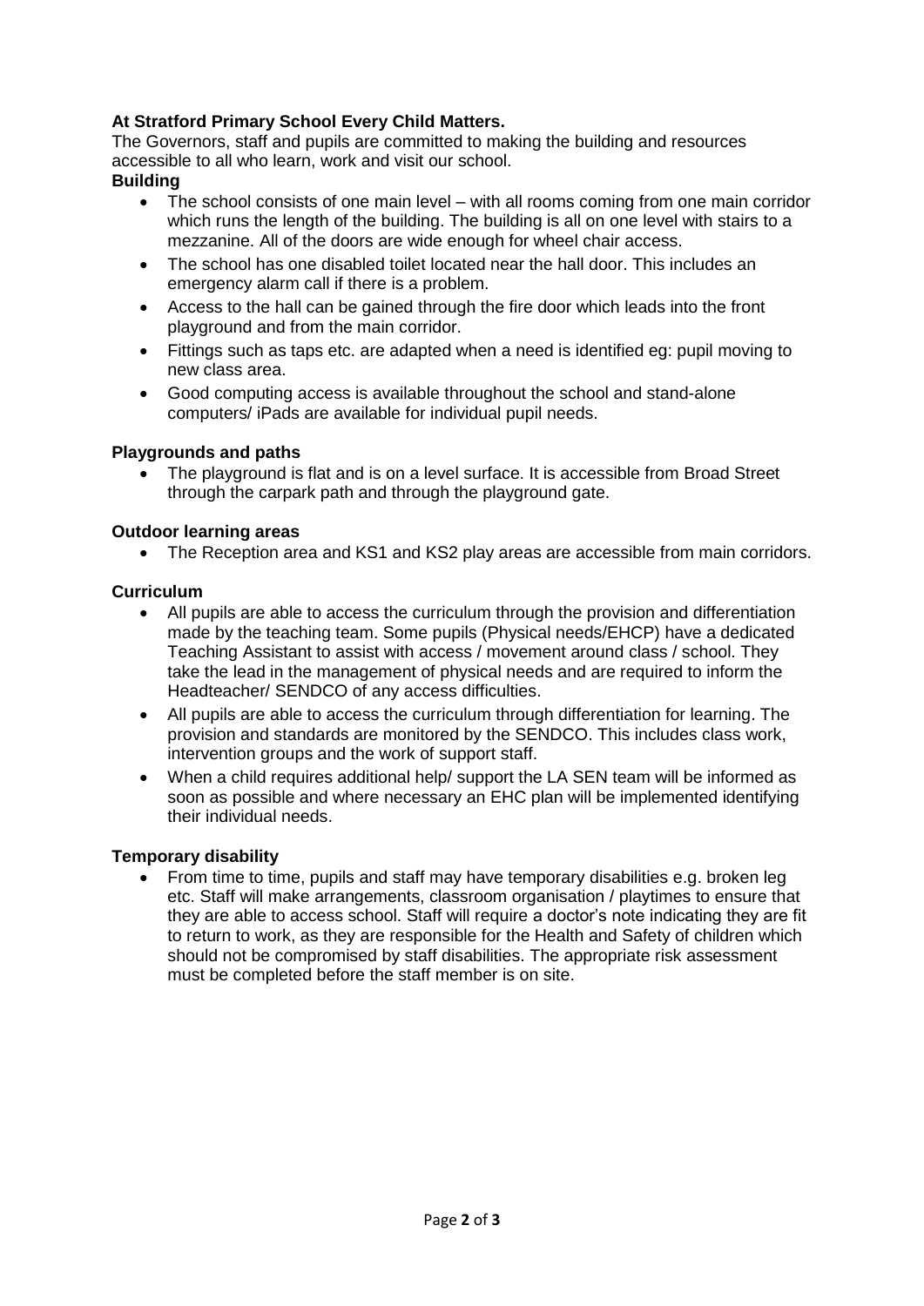**At Stratford Primary School Every Child Matters.**

The Governors, staff and pupils are committed to making the building and resources accessible to all who learn, work and visit our school.

**Building**

- The school consists of one main level – with all rooms coming from one main corridor which runs the length of the building. The building is all on one level with stairs to a mezzanine. All of the doors are wide enough for wheel chair access.
- The school has one disabled toilet located near the hall door. This includes an emergency alarm call if there is a problem.
- Access to the hall can be gained through the fire door which leads into the front playground and from the main corridor.
- Fittings such as taps etc. are adapted when a need is identified eg: pupil moving to new class area.
- Good computing access is available throughout the school and stand-alone computers/ iPads are available for individual pupil needs.

**Playgrounds and paths**

- The playground is flat and is on a level surface. It is accessible from Broad Street through the carpark path and through the playground gate.

**Outdoor learning areas**

- The Reception area and KS1 and KS2 play areas are accessible from main corridors.

**Curriculum**

- All pupils are able to access the curriculum through the provision and differentiation made by the teaching team. Some pupils (Physical needs/EHCP) have a dedicated Teaching Assistant to assist with access / movement around class / school. They take the lead in the management of physical needs and are required to inform the Headteacher/ SENDCO of any access difficulties.
- All pupils are able to access the curriculum through differentiation for learning. The provision and standards are monitored by the SENDCO. This includes class work, intervention groups and the work of support staff.
- When a child requires additional help/ support the LA SEN team will be informed as soon as possible and where necessary an EHC plan will be implemented identifying their individual needs.

**Temporary disability**

- From time to time, pupils and staff may have temporary disabilities e.g. broken leg etc. Staff will make arrangements, classroom organisation / playtimes to ensure that they are able to access school. Staff will require a doctor's note indicating they are fit to return to work, as they are responsible for the Health and Safety of children which should not be compromised by staff disabilities. The appropriate risk assessment must be completed before the staff member is on site.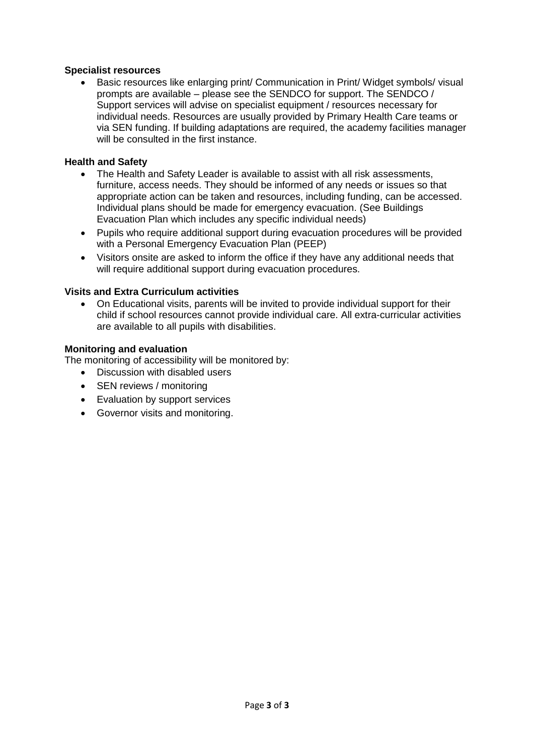**Specialist resources**

- Basic resources like enlarging print/ Communication in Print/ Widget symbols/ visual prompts are available – please see the SENDCO for support. The SENDCO / Support services will advise on specialist equipment / resources necessary for individual needs. Resources are usually provided by Primary Health Care teams or via SEN funding. If building adaptations are required, the academy facilities manager will be consulted in the first instance.

**Health and Safety**

- The Health and Safety Leader is available to assist with all risk assessments, furniture, access needs. They should be informed of any needs or issues so that appropriate action can be taken and resources, including funding, can be accessed. Individual plans should be made for emergency evacuation. (See Buildings Evacuation Plan which includes any specific individual needs)
- Pupils who require additional support during evacuation procedures will be provided with a Personal Emergency Evacuation Plan (PEEP)
- Visitors onsite are asked to inform the office if they have any additional needs that will require additional support during evacuation procedures.

**Visits and Extra Curriculum activities**

- On Educational visits, parents will be invited to provide individual support for their child if school resources cannot provide individual care. All extra-curricular activities are available to all pupils with disabilities.

**Monitoring and evaluation**

The monitoring of accessibility will be monitored by:

- Discussion with disabled users
- SEN reviews / monitoring
- Evaluation by support services
- Governor visits and monitoring.